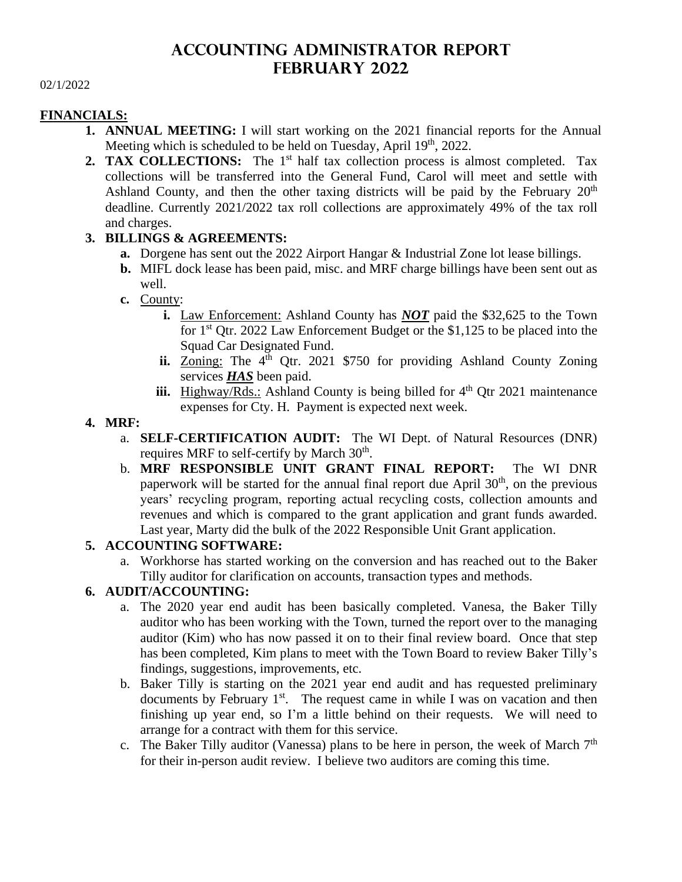# ACCOUNTING ADMINISTRATOR REPORT
# FEBRUARY 2022

02/1/2022

**FINANCIALS:**

1. **ANNUAL MEETING:** I will start working on the 2021 financial reports for the Annual Meeting which is scheduled to be held on Tuesday, April 19th, 2022.
2. **TAX COLLECTIONS:** The 1st half tax collection process is almost completed. Tax collections will be transferred into the General Fund, Carol will meet and settle with Ashland County, and then the other taxing districts will be paid by the February 20th deadline. Currently 2021/2022 tax roll collections are approximately 49% of the tax roll and charges.
3. **BILLINGS & AGREEMENTS:**
   - **a.** Dorgene has sent out the 2022 Airport Hangar & Industrial Zone lot lease billings.
   - **b.** MIFL dock lease has been paid, misc. and MRF charge billings have been sent out as well.
   - **c.** County:
     - **i.** Law Enforcement: Ashland County has ***NOT*** paid the $32,625 to the Town for 1st Qtr. 2022 Law Enforcement Budget or the $1,125 to be placed into the Squad Car Designated Fund.
     - **ii.** Zoning: The 4th Qtr. 2021 $750 for providing Ashland County Zoning services ***HAS*** been paid.
     - **iii.** Highway/Rds.: Ashland County is being billed for 4th Qtr 2021 maintenance expenses for Cty. H. Payment is expected next week.
4. **MRF:**
   - a. **SELF-CERTIFICATION AUDIT:** The WI Dept. of Natural Resources (DNR) requires MRF to self-certify by March 30th.
   - b. **MRF RESPONSIBLE UNIT GRANT FINAL REPORT:** The WI DNR paperwork will be started for the annual final report due April 30th, on the previous years' recycling program, reporting actual recycling costs, collection amounts and revenues and which is compared to the grant application and grant funds awarded. Last year, Marty did the bulk of the 2022 Responsible Unit Grant application.
5. **ACCOUNTING SOFTWARE:**
   - a. Workhorse has started working on the conversion and has reached out to the Baker Tilly auditor for clarification on accounts, transaction types and methods.
6. **AUDIT/ACCOUNTING:**
   - a. The 2020 year end audit has been basically completed. Vanesa, the Baker Tilly auditor who has been working with the Town, turned the report over to the managing auditor (Kim) who has now passed it on to their final review board. Once that step has been completed, Kim plans to meet with the Town Board to review Baker Tilly's findings, suggestions, improvements, etc.
   - b. Baker Tilly is starting on the 2021 year end audit and has requested preliminary documents by February 1st. The request came in while I was on vacation and then finishing up year end, so I'm a little behind on their requests. We will need to arrange for a contract with them for this service.
   - c. The Baker Tilly auditor (Vanessa) plans to be here in person, the week of March 7th for their in-person audit review. I believe two auditors are coming this time.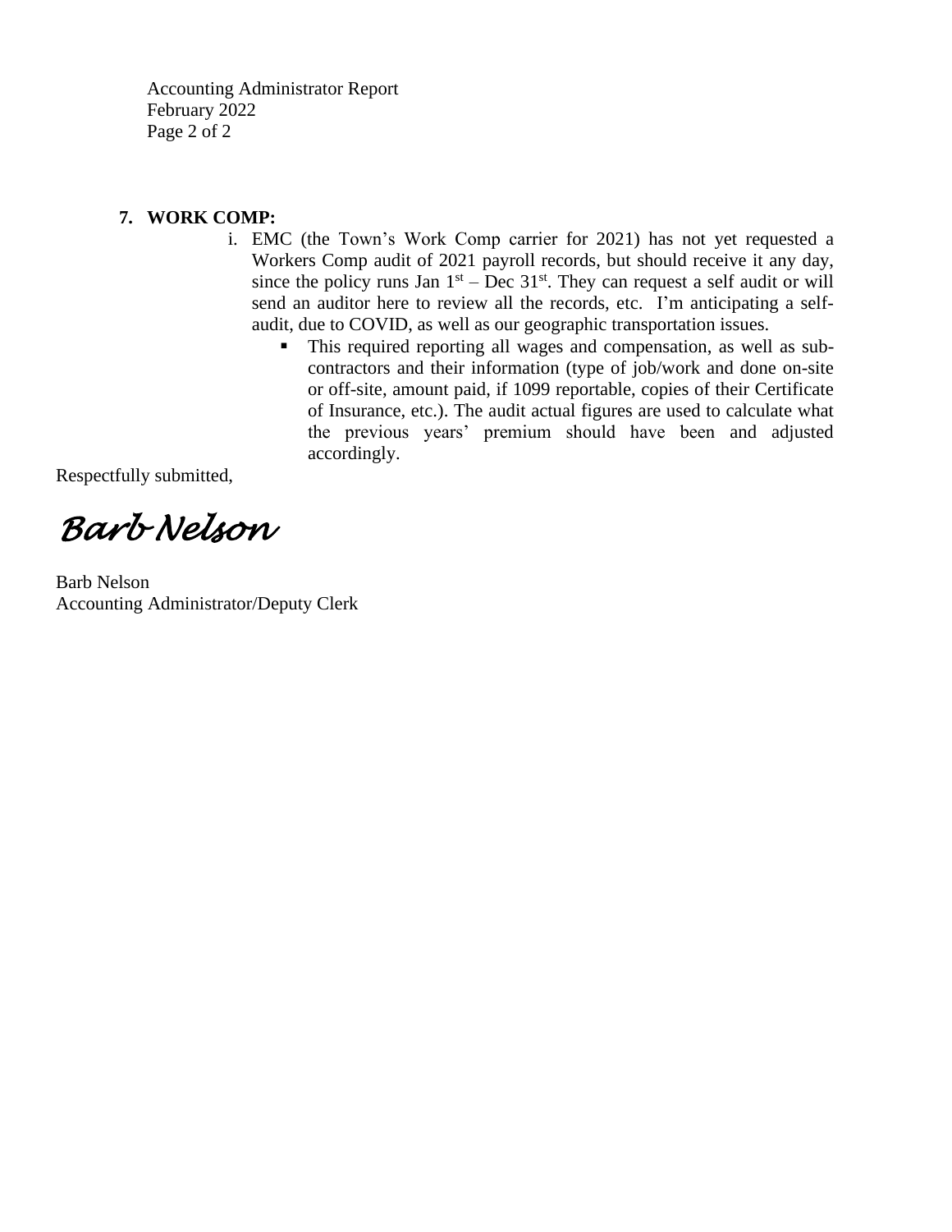**7. WORK COMP:**

i. EMC (the Town's Work Comp carrier for 2021) has not yet requested a Workers Comp audit of 2021 payroll records, but should receive it any day, since the policy runs Jan 1st – Dec 31st. They can request a self audit or will send an auditor here to review all the records, etc. I'm anticipating a self-audit, due to COVID, as well as our geographic transportation issues.

- This required reporting all wages and compensation, as well as sub-contractors and their information (type of job/work and done on-site or off-site, amount paid, if 1099 reportable, copies of their Certificate of Insurance, etc.). The audit actual figures are used to calculate what the previous years' premium should have been and adjusted accordingly.

Respectfully submitted,

*Barb Nelson*

Barb Nelson
Accounting Administrator/Deputy Clerk